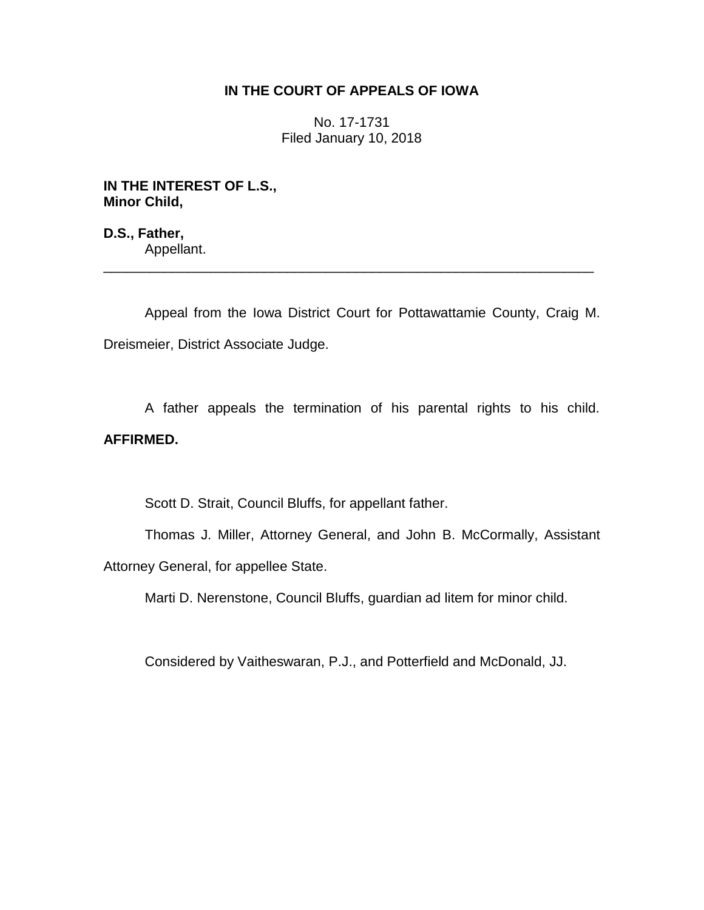**IN THE COURT OF APPEALS OF IOWA**

No. 17-1731
Filed January 10, 2018

**IN THE INTEREST OF L.S.,**
**Minor Child,**

**D.S., Father,**
Appellant.

---

Appeal from the Iowa District Court for Pottawattamie County, Craig M. Dreismeier, District Associate Judge.

A father appeals the termination of his parental rights to his child. **AFFIRMED.**

Scott D. Strait, Council Bluffs, for appellant father.

Thomas J. Miller, Attorney General, and John B. McCormally, Assistant Attorney General, for appellee State.

Marti D. Nerenstone, Council Bluffs, guardian ad litem for minor child.

Considered by Vaitheswaran, P.J., and Potterfield and McDonald, JJ.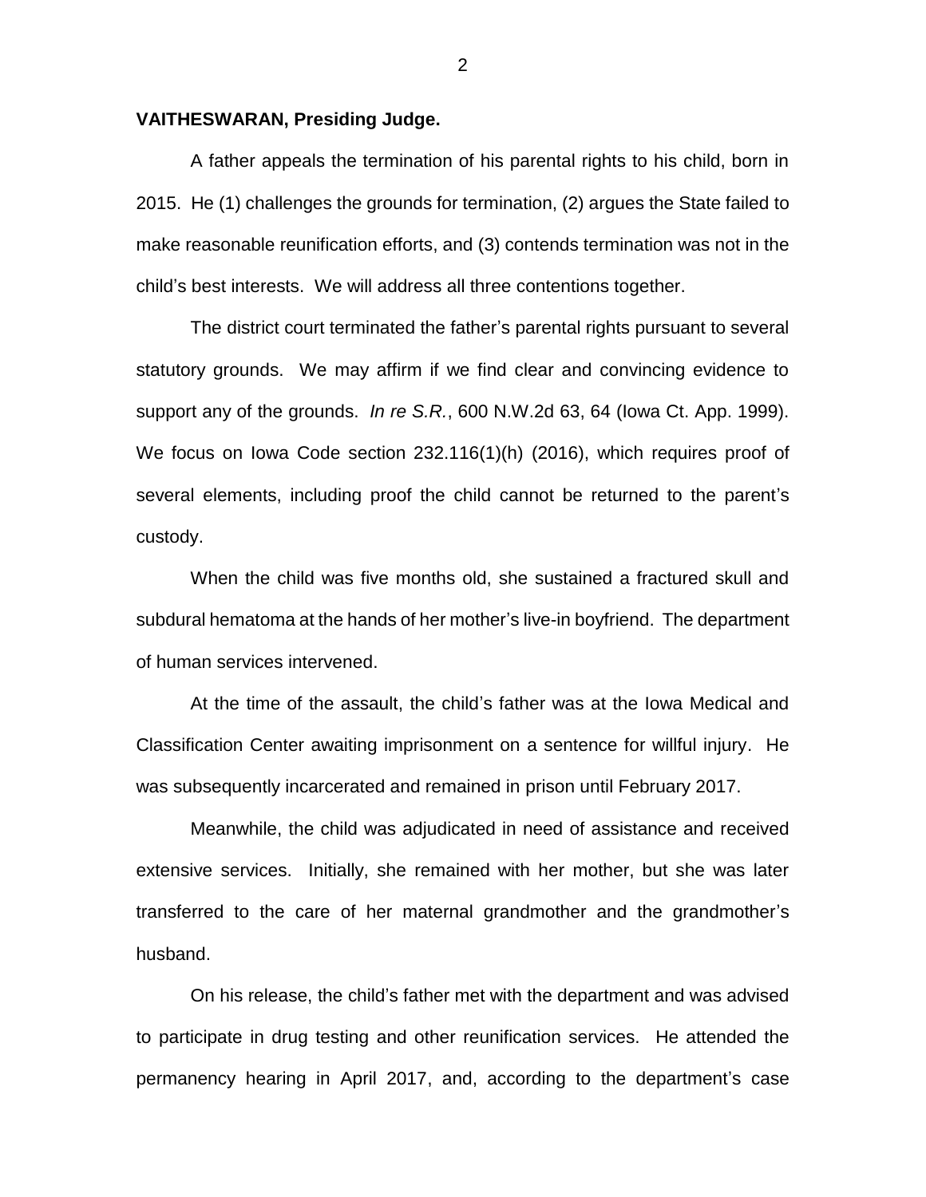**VAITHESWARAN, Presiding Judge.**

A father appeals the termination of his parental rights to his child, born in 2015. He (1) challenges the grounds for termination, (2) argues the State failed to make reasonable reunification efforts, and (3) contends termination was not in the child's best interests. We will address all three contentions together.

The district court terminated the father's parental rights pursuant to several statutory grounds. We may affirm if we find clear and convincing evidence to support any of the grounds. *In re S.R.*, 600 N.W.2d 63, 64 (Iowa Ct. App. 1999). We focus on Iowa Code section 232.116(1)(h) (2016), which requires proof of several elements, including proof the child cannot be returned to the parent's custody.

When the child was five months old, she sustained a fractured skull and subdural hematoma at the hands of her mother's live-in boyfriend. The department of human services intervened.

At the time of the assault, the child's father was at the Iowa Medical and Classification Center awaiting imprisonment on a sentence for willful injury. He was subsequently incarcerated and remained in prison until February 2017.

Meanwhile, the child was adjudicated in need of assistance and received extensive services. Initially, she remained with her mother, but she was later transferred to the care of her maternal grandmother and the grandmother's husband.

On his release, the child's father met with the department and was advised to participate in drug testing and other reunification services. He attended the permanency hearing in April 2017, and, according to the department's case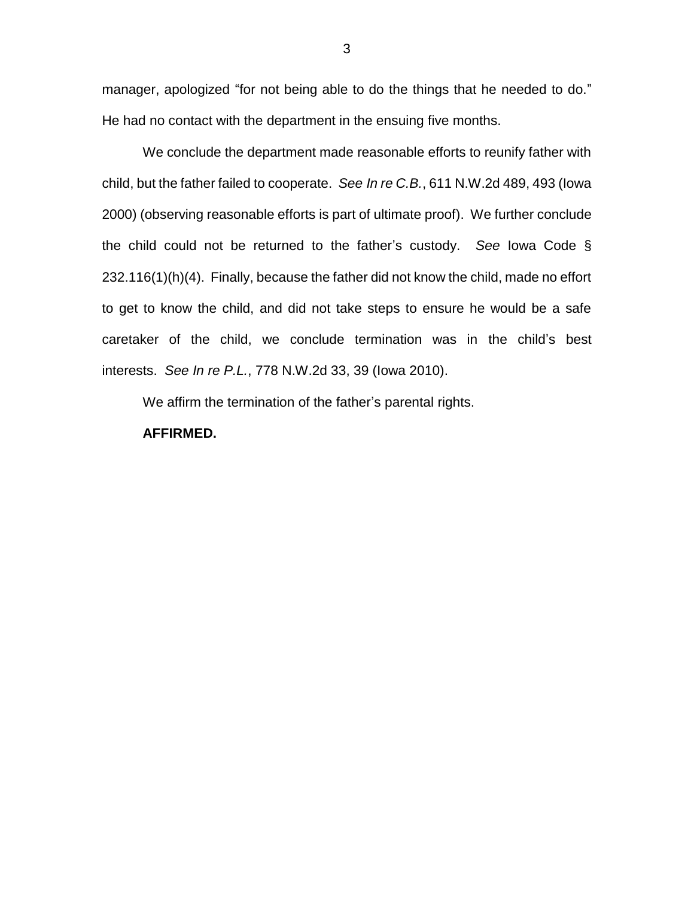manager, apologized "for not being able to do the things that he needed to do." He had no contact with the department in the ensuing five months.

We conclude the department made reasonable efforts to reunify father with child, but the father failed to cooperate. *See In re C.B.*, 611 N.W.2d 489, 493 (Iowa 2000) (observing reasonable efforts is part of ultimate proof). We further conclude the child could not be returned to the father's custody. *See* Iowa Code § 232.116(1)(h)(4). Finally, because the father did not know the child, made no effort to get to know the child, and did not take steps to ensure he would be a safe caretaker of the child, we conclude termination was in the child's best interests. *See In re P.L.*, 778 N.W.2d 33, 39 (Iowa 2010).

We affirm the termination of the father's parental rights.

**AFFIRMED.**